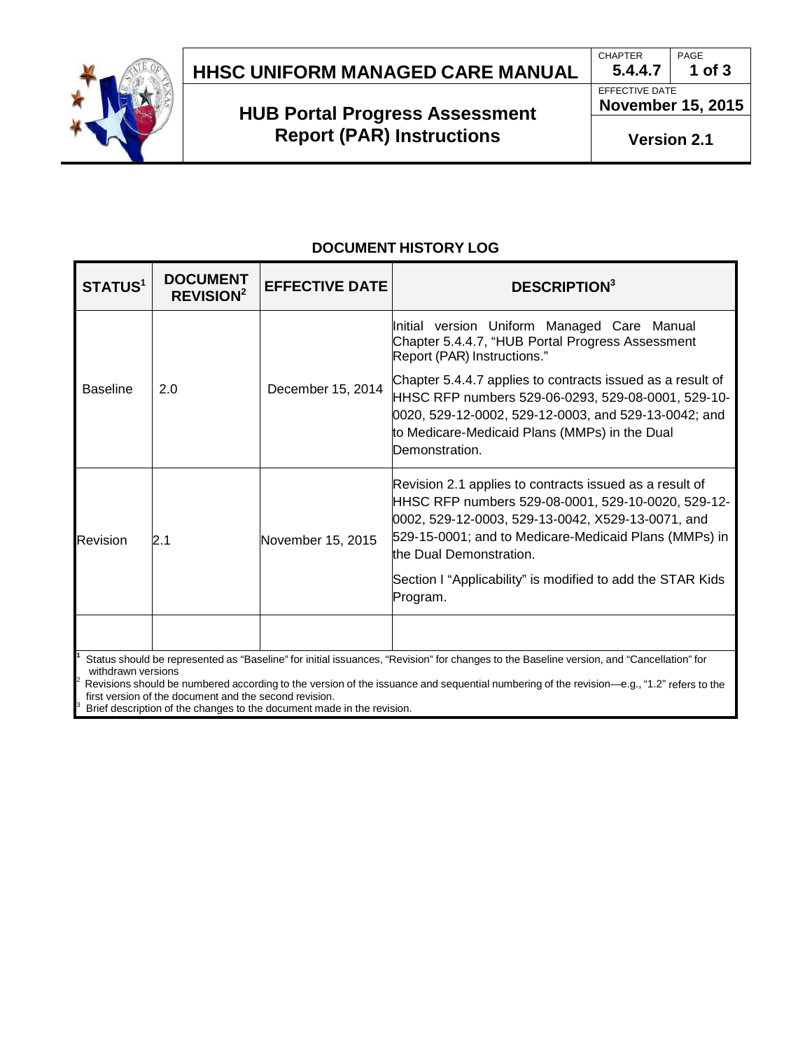# HHSC UNIFORM MANAGED CARE MANUAL

## HUB Portal Progress Assessment Report (PAR) Instructions

| CHAPTER | PAGE |
|---|---|
| 5.4.4.7 | 1 of 3 |
| EFFECTIVE DATE | |
| November 15, 2015 | |
| Version 2.1 | |

### DOCUMENT HISTORY LOG

| STATUS[1] | DOCUMENT REVISION[2] | EFFECTIVE DATE | DESCRIPTION[3] |
|---|---|---|---|
| Baseline | 2.0 | December 15, 2014 | Initial version Uniform Managed Care Manual Chapter 5.4.4.7, "HUB Portal Progress Assessment Report (PAR) Instructions."<br><br>Chapter 5.4.4.7 applies to contracts issued as a result of HHSC RFP numbers 529-06-0293, 529-08-0001, 529-10-0020, 529-12-0002, 529-12-0003, and 529-13-0042; and to Medicare-Medicaid Plans (MMPs) in the Dual Demonstration. |
| Revision | 2.1 | November 15, 2015 | Revision 2.1 applies to contracts issued as a result of HHSC RFP numbers 529-08-0001, 529-10-0020, 529-12-0002, 529-12-0003, 529-13-0042, X529-13-0071, and 529-15-0001; and to Medicare-Medicaid Plans (MMPs) in the Dual Demonstration.<br><br>Section I "Applicability" is modified to add the STAR Kids Program. |
| | | | |

[1] Status should be represented as "Baseline" for initial issuances, "Revision" for changes to the Baseline version, and "Cancellation" for withdrawn versions

[2] Revisions should be numbered according to the version of the issuance and sequential numbering of the revision—e.g., "1.2" refers to the first version of the document and the second revision.

[3] Brief description of the changes to the document made in the revision.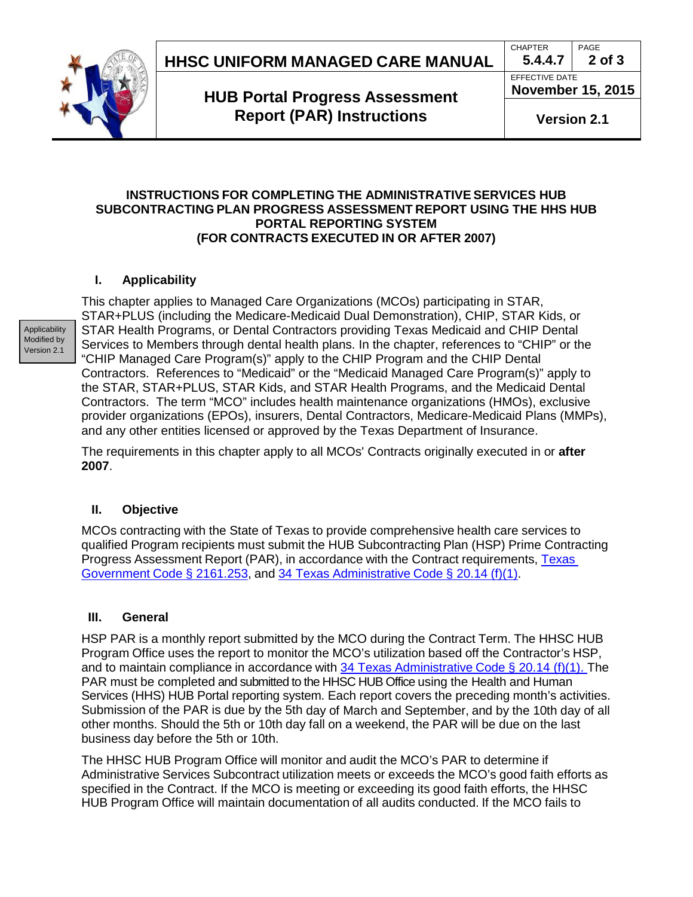**INSTRUCTIONS FOR COMPLETING THE ADMINISTRATIVE SERVICES HUB SUBCONTRACTING PLAN PROGRESS ASSESSMENT REPORT USING THE HHS HUB PORTAL REPORTING SYSTEM (FOR CONTRACTS EXECUTED IN OR AFTER 2007)**

## I. Applicability

Applicability Modified by Version 2.1

This chapter applies to Managed Care Organizations (MCOs) participating in STAR, STAR+PLUS (including the Medicare-Medicaid Dual Demonstration), CHIP, STAR Kids, or STAR Health Programs, or Dental Contractors providing Texas Medicaid and CHIP Dental Services to Members through dental health plans. In the chapter, references to "CHIP" or the "CHIP Managed Care Program(s)" apply to the CHIP Program and the CHIP Dental Contractors. References to "Medicaid" or the "Medicaid Managed Care Program(s)" apply to the STAR, STAR+PLUS, STAR Kids, and STAR Health Programs, and the Medicaid Dental Contractors. The term "MCO" includes health maintenance organizations (HMOs), exclusive provider organizations (EPOs), insurers, Dental Contractors, Medicare-Medicaid Plans (MMPs), and any other entities licensed or approved by the Texas Department of Insurance.

The requirements in this chapter apply to all MCOs' Contracts originally executed in or **after 2007**.

## II. Objective

MCOs contracting with the State of Texas to provide comprehensive health care services to qualified Program recipients must submit the HUB Subcontracting Plan (HSP) Prime Contracting Progress Assessment Report (PAR), in accordance with the Contract requirements, Texas Government Code § 2161.253, and 34 Texas Administrative Code § 20.14 (f)(1).

## III. General

HSP PAR is a monthly report submitted by the MCO during the Contract Term. The HHSC HUB Program Office uses the report to monitor the MCO's utilization based off the Contractor's HSP, and to maintain compliance in accordance with 34 Texas Administrative Code § 20.14 (f)(1). The PAR must be completed and submitted to the HHSC HUB Office using the Health and Human Services (HHS) HUB Portal reporting system. Each report covers the preceding month's activities. Submission of the PAR is due by the 5th day of March and September, and by the 10th day of all other months. Should the 5th or 10th day fall on a weekend, the PAR will be due on the last business day before the 5th or 10th.

The HHSC HUB Program Office will monitor and audit the MCO's PAR to determine if Administrative Services Subcontract utilization meets or exceeds the MCO's good faith efforts as specified in the Contract. If the MCO is meeting or exceeding its good faith efforts, the HHSC HUB Program Office will maintain documentation of all audits conducted. If the MCO fails to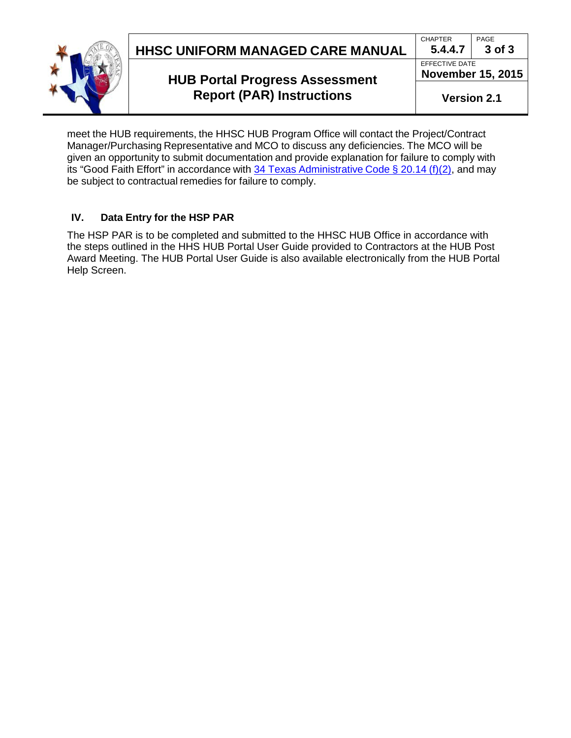meet the HUB requirements, the HHSC HUB Program Office will contact the Project/Contract Manager/Purchasing Representative and MCO to discuss any deficiencies. The MCO will be given an opportunity to submit documentation and provide explanation for failure to comply with its "Good Faith Effort" in accordance with 34 Texas Administrative Code § 20.14 (f)(2), and may be subject to contractual remedies for failure to comply.

## IV. Data Entry for the HSP PAR

The HSP PAR is to be completed and submitted to the HHSC HUB Office in accordance with the steps outlined in the HHS HUB Portal User Guide provided to Contractors at the HUB Post Award Meeting. The HUB Portal User Guide is also available electronically from the HUB Portal Help Screen.